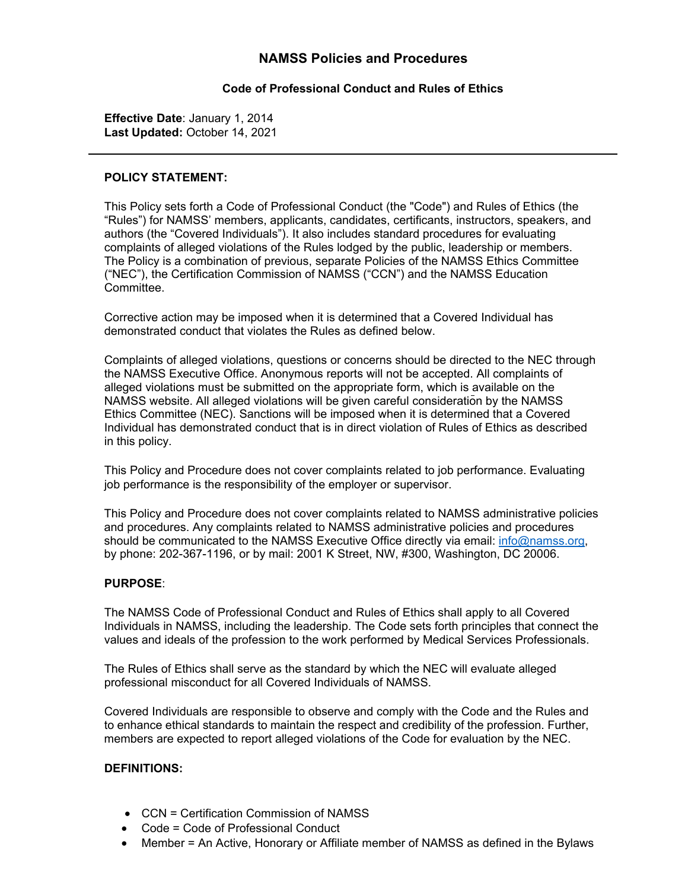# NAMSS Policies and Procedures

## Code of Professional Conduct and Rules of Ethics

**Effective Date**: January 1, 2014
**Last Updated:** October 14, 2021

---

**POLICY STATEMENT:**

This Policy sets forth a Code of Professional Conduct (the "Code") and Rules of Ethics (the “Rules”) for NAMSS’ members, applicants, candidates, certificants, instructors, speakers, and authors (the “Covered Individuals”). It also includes standard procedures for evaluating complaints of alleged violations of the Rules lodged by the public, leadership or members. The Policy is a combination of previous, separate Policies of the NAMSS Ethics Committee (“NEC”), the Certification Commission of NAMSS (“CCN”) and the NAMSS Education Committee.

Corrective action may be imposed when it is determined that a Covered Individual has demonstrated conduct that violates the Rules as defined below.

Complaints of alleged violations, questions or concerns should be directed to the NEC through the NAMSS Executive Office. Anonymous reports will not be accepted. All complaints of alleged violations must be submitted on the appropriate form, which is available on the NAMSS website. All alleged violations will be given careful consideration by the NAMSS Ethics Committee (NEC). Sanctions will be imposed when it is determined that a Covered Individual has demonstrated conduct that is in direct violation of Rules of Ethics as described in this policy.

This Policy and Procedure does not cover complaints related to job performance. Evaluating job performance is the responsibility of the employer or supervisor.

This Policy and Procedure does not cover complaints related to NAMSS administrative policies and procedures. Any complaints related to NAMSS administrative policies and procedures should be communicated to the NAMSS Executive Office directly via email: info@namss.org, by phone: 202-367-1196, or by mail: 2001 K Street, NW, #300, Washington, DC 20006.

**PURPOSE**:

The NAMSS Code of Professional Conduct and Rules of Ethics shall apply to all Covered Individuals in NAMSS, including the leadership. The Code sets forth principles that connect the values and ideals of the profession to the work performed by Medical Services Professionals.

The Rules of Ethics shall serve as the standard by which the NEC will evaluate alleged professional misconduct for all Covered Individuals of NAMSS.

Covered Individuals are responsible to observe and comply with the Code and the Rules and to enhance ethical standards to maintain the respect and credibility of the profession. Further, members are expected to report alleged violations of the Code for evaluation by the NEC.

**DEFINITIONS:**

- CCN = Certification Commission of NAMSS
- Code = Code of Professional Conduct
- Member = An Active, Honorary or Affiliate member of NAMSS as defined in the Bylaws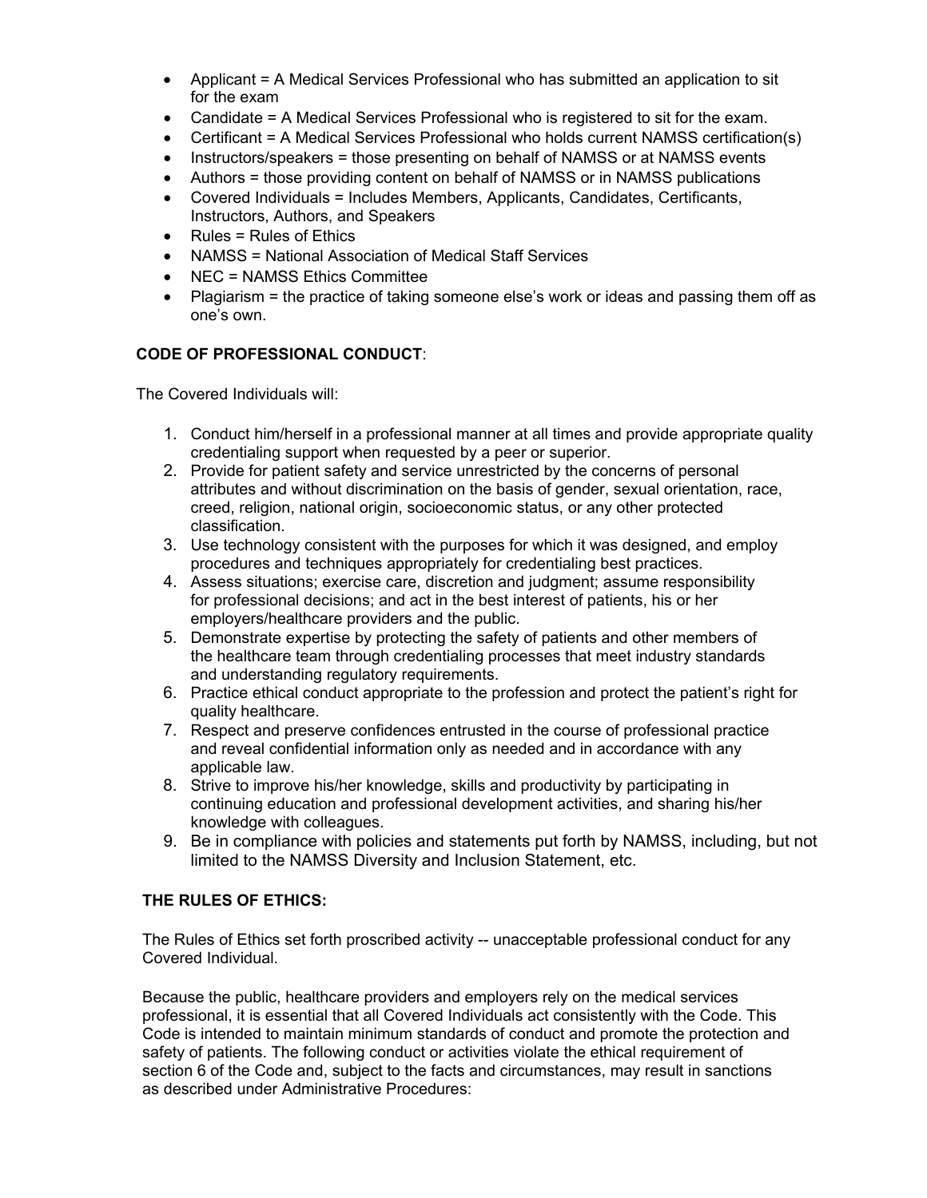- Applicant = A Medical Services Professional who has submitted an application to sit for the exam
- Candidate = A Medical Services Professional who is registered to sit for the exam.
- Certificant = A Medical Services Professional who holds current NAMSS certification(s)
- Instructors/speakers = those presenting on behalf of NAMSS or at NAMSS events
- Authors = those providing content on behalf of NAMSS or in NAMSS publications
- Covered Individuals = Includes Members, Applicants, Candidates, Certificants, Instructors, Authors, and Speakers
- Rules = Rules of Ethics
- NAMSS = National Association of Medical Staff Services
- NEC = NAMSS Ethics Committee
- Plagiarism = the practice of taking someone else's work or ideas and passing them off as one's own.

**CODE OF PROFESSIONAL CONDUCT**:

The Covered Individuals will:

1. Conduct him/herself in a professional manner at all times and provide appropriate quality credentialing support when requested by a peer or superior.
2. Provide for patient safety and service unrestricted by the concerns of personal attributes and without discrimination on the basis of gender, sexual orientation, race, creed, religion, national origin, socioeconomic status, or any other protected classification.
3. Use technology consistent with the purposes for which it was designed, and employ procedures and techniques appropriately for credentialing best practices.
4. Assess situations; exercise care, discretion and judgment; assume responsibility for professional decisions; and act in the best interest of patients, his or her employers/healthcare providers and the public.
5. Demonstrate expertise by protecting the safety of patients and other members of the healthcare team through credentialing processes that meet industry standards and understanding regulatory requirements.
6. Practice ethical conduct appropriate to the profession and protect the patient's right for quality healthcare.
7. Respect and preserve confidences entrusted in the course of professional practice and reveal confidential information only as needed and in accordance with any applicable law.
8. Strive to improve his/her knowledge, skills and productivity by participating in continuing education and professional development activities, and sharing his/her knowledge with colleagues.
9. Be in compliance with policies and statements put forth by NAMSS, including, but not limited to the NAMSS Diversity and Inclusion Statement, etc.

**THE RULES OF ETHICS:**

The Rules of Ethics set forth proscribed activity -- unacceptable professional conduct for any Covered Individual.

Because the public, healthcare providers and employers rely on the medical services professional, it is essential that all Covered Individuals act consistently with the Code. This Code is intended to maintain minimum standards of conduct and promote the protection and safety of patients. The following conduct or activities violate the ethical requirement of section 6 of the Code and, subject to the facts and circumstances, may result in sanctions as described under Administrative Procedures: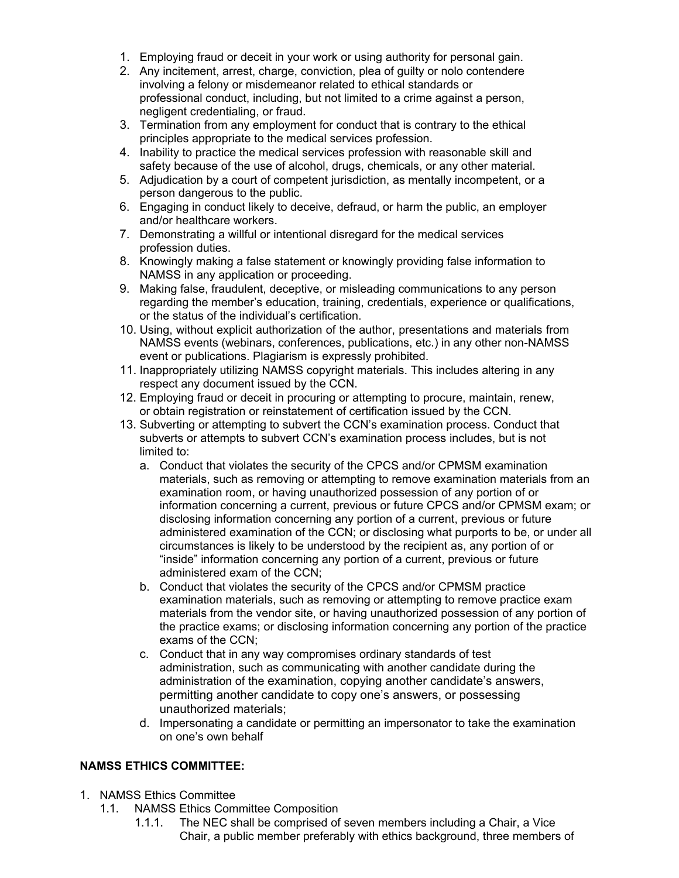1. Employing fraud or deceit in your work or using authority for personal gain.
2. Any incitement, arrest, charge, conviction, plea of guilty or nolo contendere involving a felony or misdemeanor related to ethical standards or professional conduct, including, but not limited to a crime against a person, negligent credentialing, or fraud.
3. Termination from any employment for conduct that is contrary to the ethical principles appropriate to the medical services profession.
4. Inability to practice the medical services profession with reasonable skill and safety because of the use of alcohol, drugs, chemicals, or any other material.
5. Adjudication by a court of competent jurisdiction, as mentally incompetent, or a person dangerous to the public.
6. Engaging in conduct likely to deceive, defraud, or harm the public, an employer and/or healthcare workers.
7. Demonstrating a willful or intentional disregard for the medical services profession duties.
8. Knowingly making a false statement or knowingly providing false information to NAMSS in any application or proceeding.
9. Making false, fraudulent, deceptive, or misleading communications to any person regarding the member's education, training, credentials, experience or qualifications, or the status of the individual's certification.
10. Using, without explicit authorization of the author, presentations and materials from NAMSS events (webinars, conferences, publications, etc.) in any other non-NAMSS event or publications. Plagiarism is expressly prohibited.
11. Inappropriately utilizing NAMSS copyright materials. This includes altering in any respect any document issued by the CCN.
12. Employing fraud or deceit in procuring or attempting to procure, maintain, renew, or obtain registration or reinstatement of certification issued by the CCN.
13. Subverting or attempting to subvert the CCN's examination process. Conduct that subverts or attempts to subvert CCN's examination process includes, but is not limited to:
    a. Conduct that violates the security of the CPCS and/or CPMSM examination materials, such as removing or attempting to remove examination materials from an examination room, or having unauthorized possession of any portion of or information concerning a current, previous or future CPCS and/or CPMSM exam; or disclosing information concerning any portion of a current, previous or future administered examination of the CCN; or disclosing what purports to be, or under all circumstances is likely to be understood by the recipient as, any portion of or "inside" information concerning any portion of a current, previous or future administered exam of the CCN;
    b. Conduct that violates the security of the CPCS and/or CPMSM practice examination materials, such as removing or attempting to remove practice exam materials from the vendor site, or having unauthorized possession of any portion of the practice exams; or disclosing information concerning any portion of the practice exams of the CCN;
    c. Conduct that in any way compromises ordinary standards of test administration, such as communicating with another candidate during the administration of the examination, copying another candidate's answers, permitting another candidate to copy one's answers, or possessing unauthorized materials;
    d. Impersonating a candidate or permitting an impersonator to take the examination on one's own behalf

**NAMSS ETHICS COMMITTEE:**

1. NAMSS Ethics Committee
   - 1.1. NAMSS Ethics Committee Composition
     - 1.1.1. The NEC shall be comprised of seven members including a Chair, a Vice Chair, a public member preferably with ethics background, three members of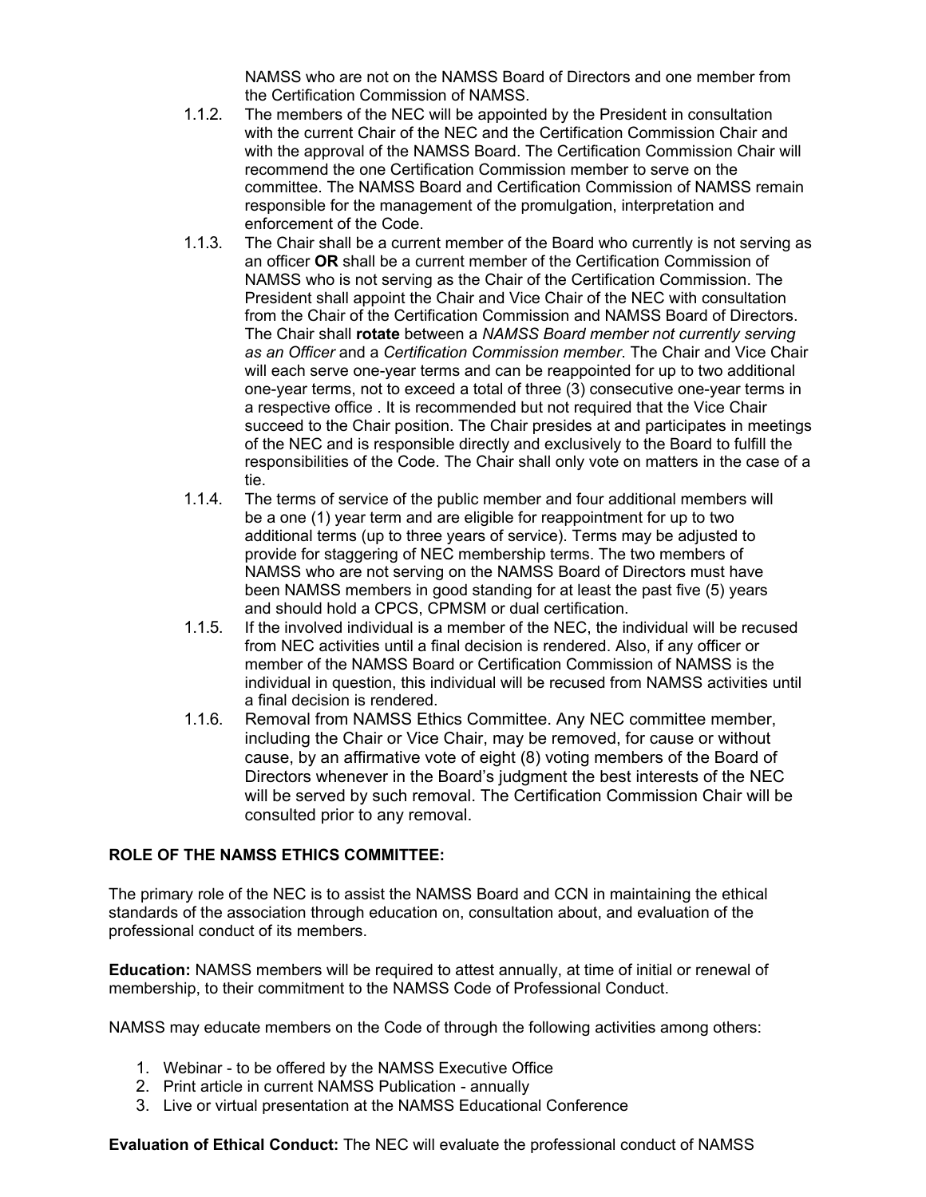NAMSS who are not on the NAMSS Board of Directors and one member from the Certification Commission of NAMSS.

1.1.2. The members of the NEC will be appointed by the President in consultation with the current Chair of the NEC and the Certification Commission Chair and with the approval of the NAMSS Board. The Certification Commission Chair will recommend the one Certification Commission member to serve on the committee. The NAMSS Board and Certification Commission of NAMSS remain responsible for the management of the promulgation, interpretation and enforcement of the Code.

1.1.3. The Chair shall be a current member of the Board who currently is not serving as an officer **OR** shall be a current member of the Certification Commission of NAMSS who is not serving as the Chair of the Certification Commission. The President shall appoint the Chair and Vice Chair of the NEC with consultation from the Chair of the Certification Commission and NAMSS Board of Directors. The Chair shall **rotate** between a *NAMSS Board member not currently serving as an Officer* and a *Certification Commission member*. The Chair and Vice Chair will each serve one-year terms and can be reappointed for up to two additional one-year terms, not to exceed a total of three (3) consecutive one-year terms in a respective office . It is recommended but not required that the Vice Chair succeed to the Chair position. The Chair presides at and participates in meetings of the NEC and is responsible directly and exclusively to the Board to fulfill the responsibilities of the Code. The Chair shall only vote on matters in the case of a tie.

1.1.4. The terms of service of the public member and four additional members will be a one (1) year term and are eligible for reappointment for up to two additional terms (up to three years of service). Terms may be adjusted to provide for staggering of NEC membership terms. The two members of NAMSS who are not serving on the NAMSS Board of Directors must have been NAMSS members in good standing for at least the past five (5) years and should hold a CPCS, CPMSM or dual certification.

1.1.5. If the involved individual is a member of the NEC, the individual will be recused from NEC activities until a final decision is rendered. Also, if any officer or member of the NAMSS Board or Certification Commission of NAMSS is the individual in question, this individual will be recused from NAMSS activities until a final decision is rendered.

1.1.6. Removal from NAMSS Ethics Committee. Any NEC committee member, including the Chair or Vice Chair, may be removed, for cause or without cause, by an affirmative vote of eight (8) voting members of the Board of Directors whenever in the Board's judgment the best interests of the NEC will be served by such removal. The Certification Commission Chair will be consulted prior to any removal.

**ROLE OF THE NAMSS ETHICS COMMITTEE:**

The primary role of the NEC is to assist the NAMSS Board and CCN in maintaining the ethical standards of the association through education on, consultation about, and evaluation of the professional conduct of its members.

**Education:** NAMSS members will be required to attest annually, at time of initial or renewal of membership, to their commitment to the NAMSS Code of Professional Conduct.

NAMSS may educate members on the Code of through the following activities among others:

1. Webinar - to be offered by the NAMSS Executive Office
2. Print article in current NAMSS Publication - annually
3. Live or virtual presentation at the NAMSS Educational Conference

**Evaluation of Ethical Conduct:** The NEC will evaluate the professional conduct of NAMSS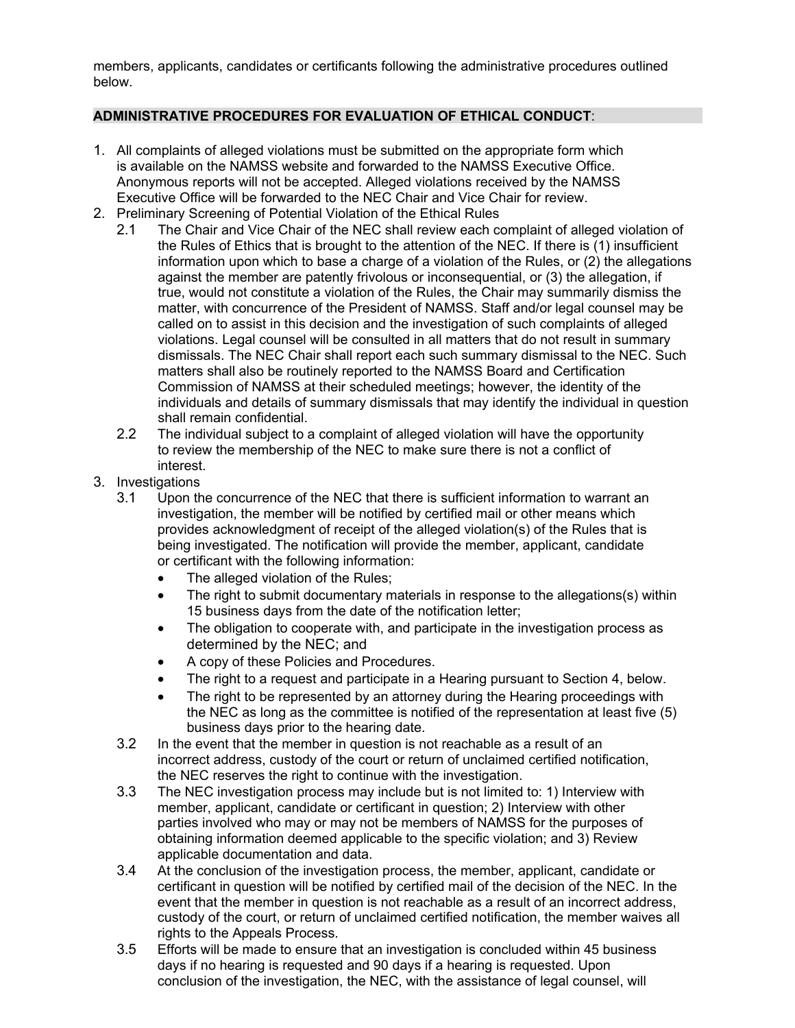members, applicants, candidates or certificants following the administrative procedures outlined below.

## ADMINISTRATIVE PROCEDURES FOR EVALUATION OF ETHICAL CONDUCT:

1. All complaints of alleged violations must be submitted on the appropriate form which is available on the NAMSS website and forwarded to the NAMSS Executive Office. Anonymous reports will not be accepted. Alleged violations received by the NAMSS Executive Office will be forwarded to the NEC Chair and Vice Chair for review.
2. Preliminary Screening of Potential Violation of the Ethical Rules
   - 2.1 The Chair and Vice Chair of the NEC shall review each complaint of alleged violation of the Rules of Ethics that is brought to the attention of the NEC. If there is (1) insufficient information upon which to base a charge of a violation of the Rules, or (2) the allegations against the member are patently frivolous or inconsequential, or (3) the allegation, if true, would not constitute a violation of the Rules, the Chair may summarily dismiss the matter, with concurrence of the President of NAMSS. Staff and/or legal counsel may be called on to assist in this decision and the investigation of such complaints of alleged violations. Legal counsel will be consulted in all matters that do not result in summary dismissals. The NEC Chair shall report each such summary dismissal to the NEC. Such matters shall also be routinely reported to the NAMSS Board and Certification Commission of NAMSS at their scheduled meetings; however, the identity of the individuals and details of summary dismissals that may identify the individual in question shall remain confidential.
   - 2.2 The individual subject to a complaint of alleged violation will have the opportunity to review the membership of the NEC to make sure there is not a conflict of interest.
3. Investigations
   - 3.1 Upon the concurrence of the NEC that there is sufficient information to warrant an investigation, the member will be notified by certified mail or other means which provides acknowledgment of receipt of the alleged violation(s) of the Rules that is being investigated. The notification will provide the member, applicant, candidate or certificant with the following information:
     - The alleged violation of the Rules;
     - The right to submit documentary materials in response to the allegations(s) within 15 business days from the date of the notification letter;
     - The obligation to cooperate with, and participate in the investigation process as determined by the NEC; and
     - A copy of these Policies and Procedures.
     - The right to a request and participate in a Hearing pursuant to Section 4, below.
     - The right to be represented by an attorney during the Hearing proceedings with the NEC as long as the committee is notified of the representation at least five (5) business days prior to the hearing date.
   - 3.2 In the event that the member in question is not reachable as a result of an incorrect address, custody of the court or return of unclaimed certified notification, the NEC reserves the right to continue with the investigation.
   - 3.3 The NEC investigation process may include but is not limited to: 1) Interview with member, applicant, candidate or certificant in question; 2) Interview with other parties involved who may or may not be members of NAMSS for the purposes of obtaining information deemed applicable to the specific violation; and 3) Review applicable documentation and data.
   - 3.4 At the conclusion of the investigation process, the member, applicant, candidate or certificant in question will be notified by certified mail of the decision of the NEC. In the event that the member in question is not reachable as a result of an incorrect address, custody of the court, or return of unclaimed certified notification, the member waives all rights to the Appeals Process.
   - 3.5 Efforts will be made to ensure that an investigation is concluded within 45 business days if no hearing is requested and 90 days if a hearing is requested. Upon conclusion of the investigation, the NEC, with the assistance of legal counsel, will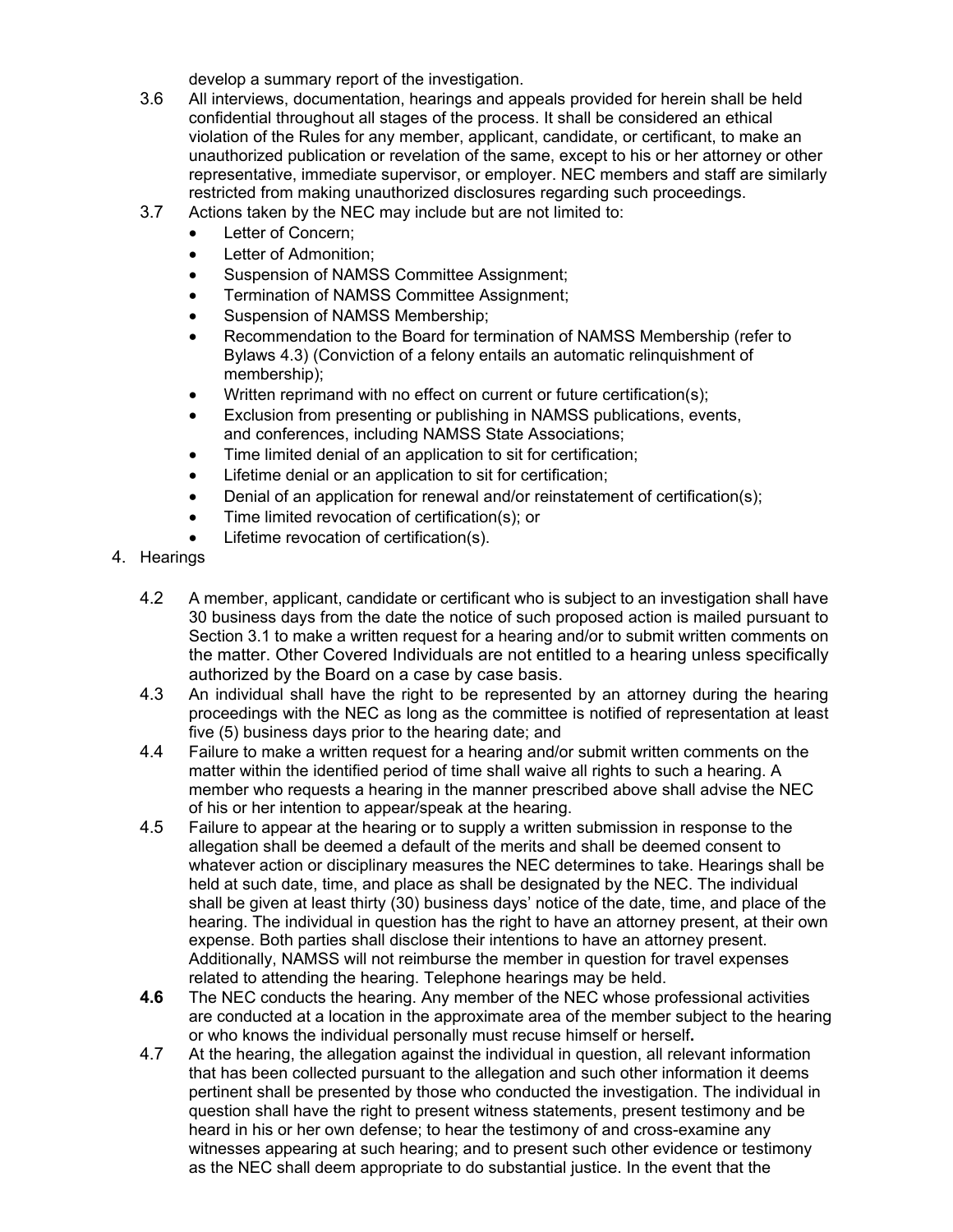develop a summary report of the investigation.

3.6 All interviews, documentation, hearings and appeals provided for herein shall be held confidential throughout all stages of the process. It shall be considered an ethical violation of the Rules for any member, applicant, candidate, or certificant, to make an unauthorized publication or revelation of the same, except to his or her attorney or other representative, immediate supervisor, or employer. NEC members and staff are similarly restricted from making unauthorized disclosures regarding such proceedings.

3.7 Actions taken by the NEC may include but are not limited to:

- Letter of Concern;
- Letter of Admonition;
- Suspension of NAMSS Committee Assignment;
- Termination of NAMSS Committee Assignment;
- Suspension of NAMSS Membership;
- Recommendation to the Board for termination of NAMSS Membership (refer to Bylaws 4.3) (Conviction of a felony entails an automatic relinquishment of membership);
- Written reprimand with no effect on current or future certification(s);
- Exclusion from presenting or publishing in NAMSS publications, events, and conferences, including NAMSS State Associations;
- Time limited denial of an application to sit for certification;
- Lifetime denial or an application to sit for certification;
- Denial of an application for renewal and/or reinstatement of certification(s);
- Time limited revocation of certification(s); or
- Lifetime revocation of certification(s).

4. Hearings

4.2 A member, applicant, candidate or certificant who is subject to an investigation shall have 30 business days from the date the notice of such proposed action is mailed pursuant to Section 3.1 to make a written request for a hearing and/or to submit written comments on the matter. Other Covered Individuals are not entitled to a hearing unless specifically authorized by the Board on a case by case basis.

4.3 An individual shall have the right to be represented by an attorney during the hearing proceedings with the NEC as long as the committee is notified of representation at least five (5) business days prior to the hearing date; and

4.4 Failure to make a written request for a hearing and/or submit written comments on the matter within the identified period of time shall waive all rights to such a hearing. A member who requests a hearing in the manner prescribed above shall advise the NEC of his or her intention to appear/speak at the hearing.

4.5 Failure to appear at the hearing or to supply a written submission in response to the allegation shall be deemed a default of the merits and shall be deemed consent to whatever action or disciplinary measures the NEC determines to take. Hearings shall be held at such date, time, and place as shall be designated by the NEC. The individual shall be given at least thirty (30) business days' notice of the date, time, and place of the hearing. The individual in question has the right to have an attorney present, at their own expense. Both parties shall disclose their intentions to have an attorney present. Additionally, NAMSS will not reimburse the member in question for travel expenses related to attending the hearing. Telephone hearings may be held.

**4.6** The NEC conducts the hearing. Any member of the NEC whose professional activities are conducted at a location in the approximate area of the member subject to the hearing or who knows the individual personally must recuse himself or herself**.**

4.7 At the hearing, the allegation against the individual in question, all relevant information that has been collected pursuant to the allegation and such other information it deems pertinent shall be presented by those who conducted the investigation. The individual in question shall have the right to present witness statements, present testimony and be heard in his or her own defense; to hear the testimony of and cross-examine any witnesses appearing at such hearing; and to present such other evidence or testimony as the NEC shall deem appropriate to do substantial justice. In the event that the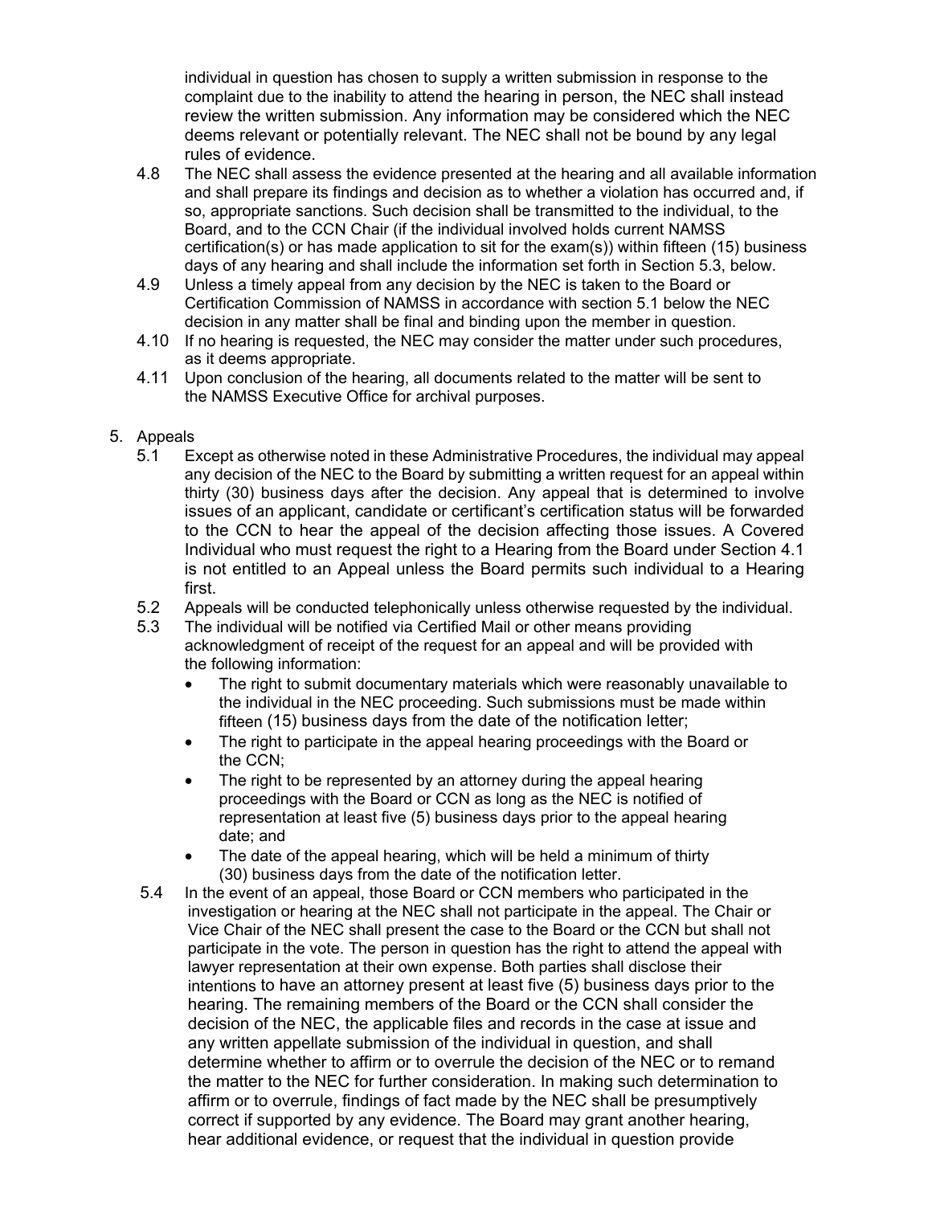individual in question has chosen to supply a written submission in response to the complaint due to the inability to attend the hearing in person, the NEC shall instead review the written submission. Any information may be considered which the NEC deems relevant or potentially relevant. The NEC shall not be bound by any legal rules of evidence.

4.8 The NEC shall assess the evidence presented at the hearing and all available information and shall prepare its findings and decision as to whether a violation has occurred and, if so, appropriate sanctions. Such decision shall be transmitted to the individual, to the Board, and to the CCN Chair (if the individual involved holds current NAMSS certification(s) or has made application to sit for the exam(s)) within fifteen (15) business days of any hearing and shall include the information set forth in Section 5.3, below.

4.9 Unless a timely appeal from any decision by the NEC is taken to the Board or Certification Commission of NAMSS in accordance with section 5.1 below the NEC decision in any matter shall be final and binding upon the member in question.

4.10 If no hearing is requested, the NEC may consider the matter under such procedures, as it deems appropriate.

4.11 Upon conclusion of the hearing, all documents related to the matter will be sent to the NAMSS Executive Office for archival purposes.

5. Appeals

5.1 Except as otherwise noted in these Administrative Procedures, the individual may appeal any decision of the NEC to the Board by submitting a written request for an appeal within thirty (30) business days after the decision. Any appeal that is determined to involve issues of an applicant, candidate or certificant's certification status will be forwarded to the CCN to hear the appeal of the decision affecting those issues. A Covered Individual who must request the right to a Hearing from the Board under Section 4.1 is not entitled to an Appeal unless the Board permits such individual to a Hearing first.

5.2 Appeals will be conducted telephonically unless otherwise requested by the individual.

5.3 The individual will be notified via Certified Mail or other means providing acknowledgment of receipt of the request for an appeal and will be provided with the following information:

- The right to submit documentary materials which were reasonably unavailable to the individual in the NEC proceeding. Such submissions must be made within fifteen (15) business days from the date of the notification letter;
- The right to participate in the appeal hearing proceedings with the Board or the CCN;
- The right to be represented by an attorney during the appeal hearing proceedings with the Board or CCN as long as the NEC is notified of representation at least five (5) business days prior to the appeal hearing date; and
- The date of the appeal hearing, which will be held a minimum of thirty (30) business days from the date of the notification letter.

5.4 In the event of an appeal, those Board or CCN members who participated in the investigation or hearing at the NEC shall not participate in the appeal. The Chair or Vice Chair of the NEC shall present the case to the Board or the CCN but shall not participate in the vote. The person in question has the right to attend the appeal with lawyer representation at their own expense. Both parties shall disclose their intentions to have an attorney present at least five (5) business days prior to the hearing. The remaining members of the Board or the CCN shall consider the decision of the NEC, the applicable files and records in the case at issue and any written appellate submission of the individual in question, and shall determine whether to affirm or to overrule the decision of the NEC or to remand the matter to the NEC for further consideration. In making such determination to affirm or to overrule, findings of fact made by the NEC shall be presumptively correct if supported by any evidence. The Board may grant another hearing, hear additional evidence, or request that the individual in question provide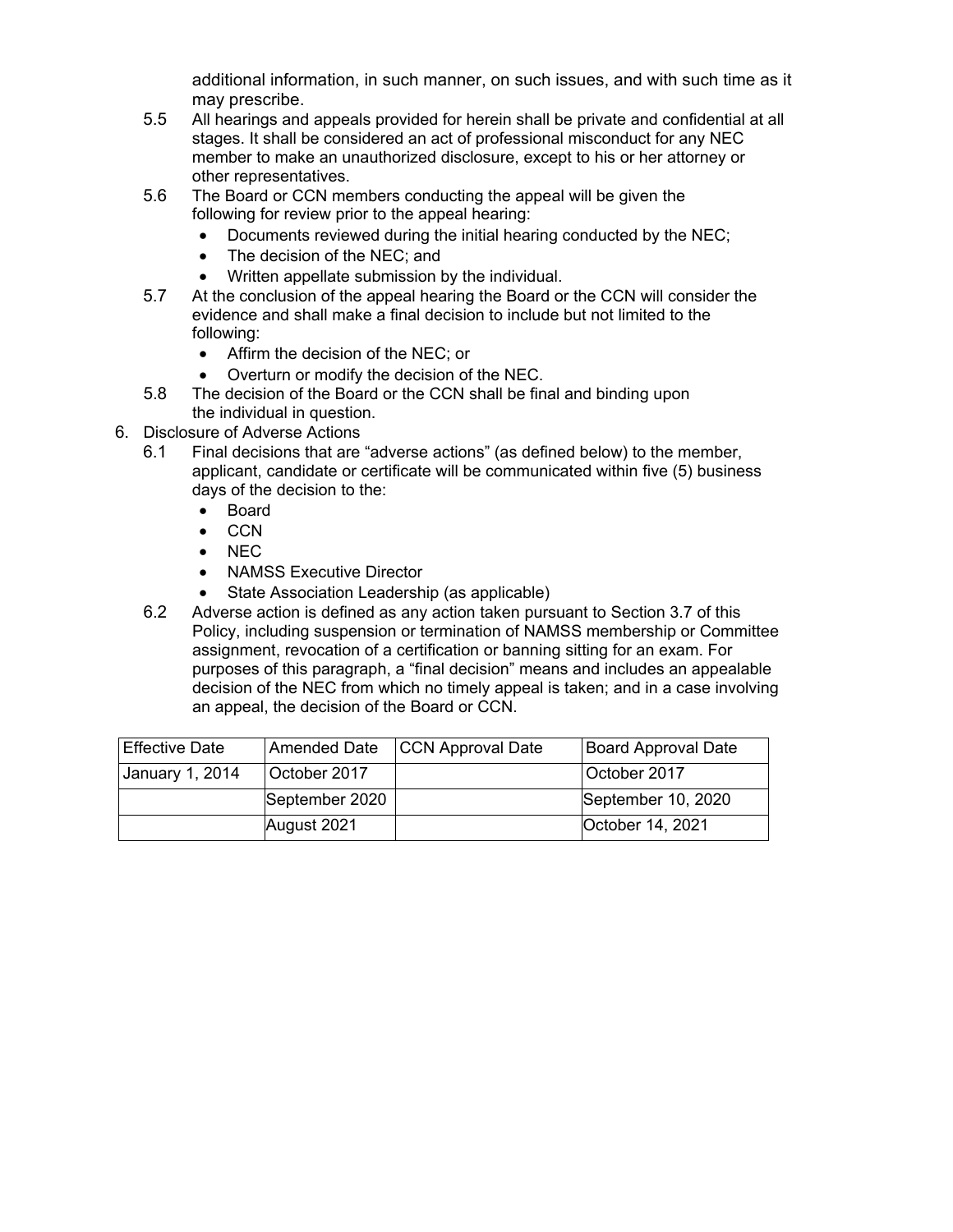additional information, in such manner, on such issues, and with such time as it may prescribe.

5.5 All hearings and appeals provided for herein shall be private and confidential at all stages. It shall be considered an act of professional misconduct for any NEC member to make an unauthorized disclosure, except to his or her attorney or other representatives.

5.6 The Board or CCN members conducting the appeal will be given the following for review prior to the appeal hearing:
- Documents reviewed during the initial hearing conducted by the NEC;
- The decision of the NEC; and
- Written appellate submission by the individual.

5.7 At the conclusion of the appeal hearing the Board or the CCN will consider the evidence and shall make a final decision to include but not limited to the following:
- Affirm the decision of the NEC; or
- Overturn or modify the decision of the NEC.

5.8 The decision of the Board or the CCN shall be final and binding upon the individual in question.

6. Disclosure of Adverse Actions

6.1 Final decisions that are "adverse actions" (as defined below) to the member, applicant, candidate or certificate will be communicated within five (5) business days of the decision to the:
- Board
- CCN
- NEC
- NAMSS Executive Director
- State Association Leadership (as applicable)

6.2 Adverse action is defined as any action taken pursuant to Section 3.7 of this Policy, including suspension or termination of NAMSS membership or Committee assignment, revocation of a certification or banning sitting for an exam. For purposes of this paragraph, a "final decision" means and includes an appealable decision of the NEC from which no timely appeal is taken; and in a case involving an appeal, the decision of the Board or CCN.

| Effective Date | Amended Date | CCN Approval Date | Board Approval Date |
|---|---|---|---|
| January 1, 2014 | October 2017 | | October 2017 |
| | September 2020 | | September 10, 2020 |
| | August 2021 | | October 14, 2021 |